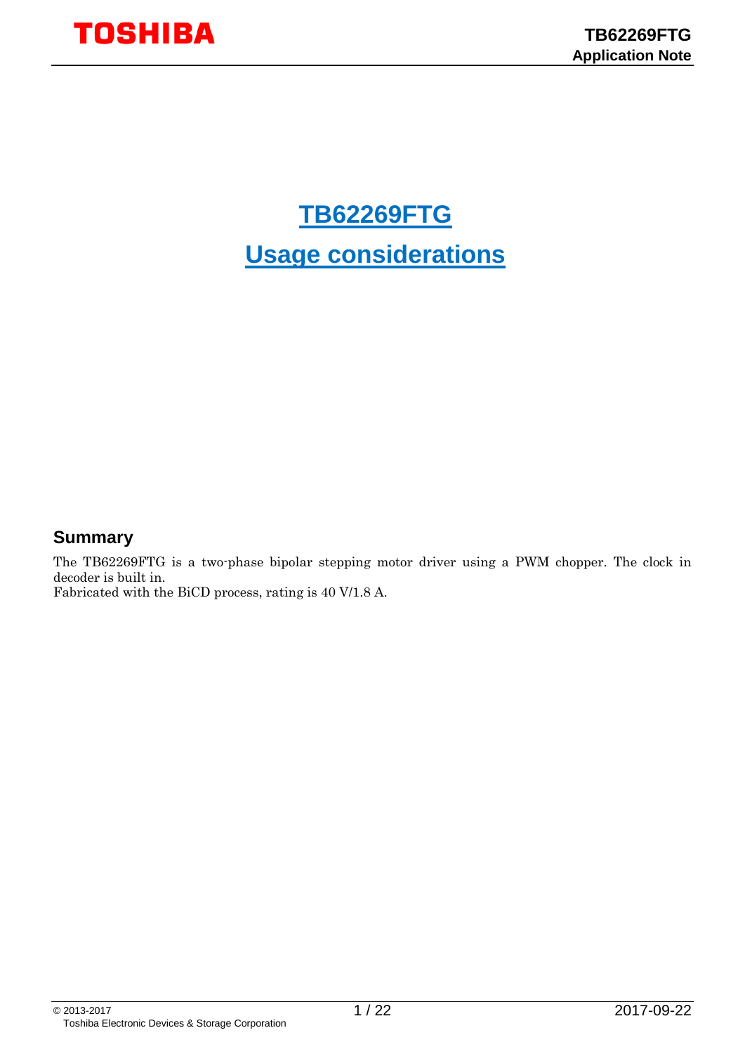# TB62269FTG

# Usage considerations

## Summary

The TB62269FTG is a two-phase bipolar stepping motor driver using a PWM chopper. The clock in decoder is built in.
Fabricated with the BiCD process, rating is 40 V/1.8 A.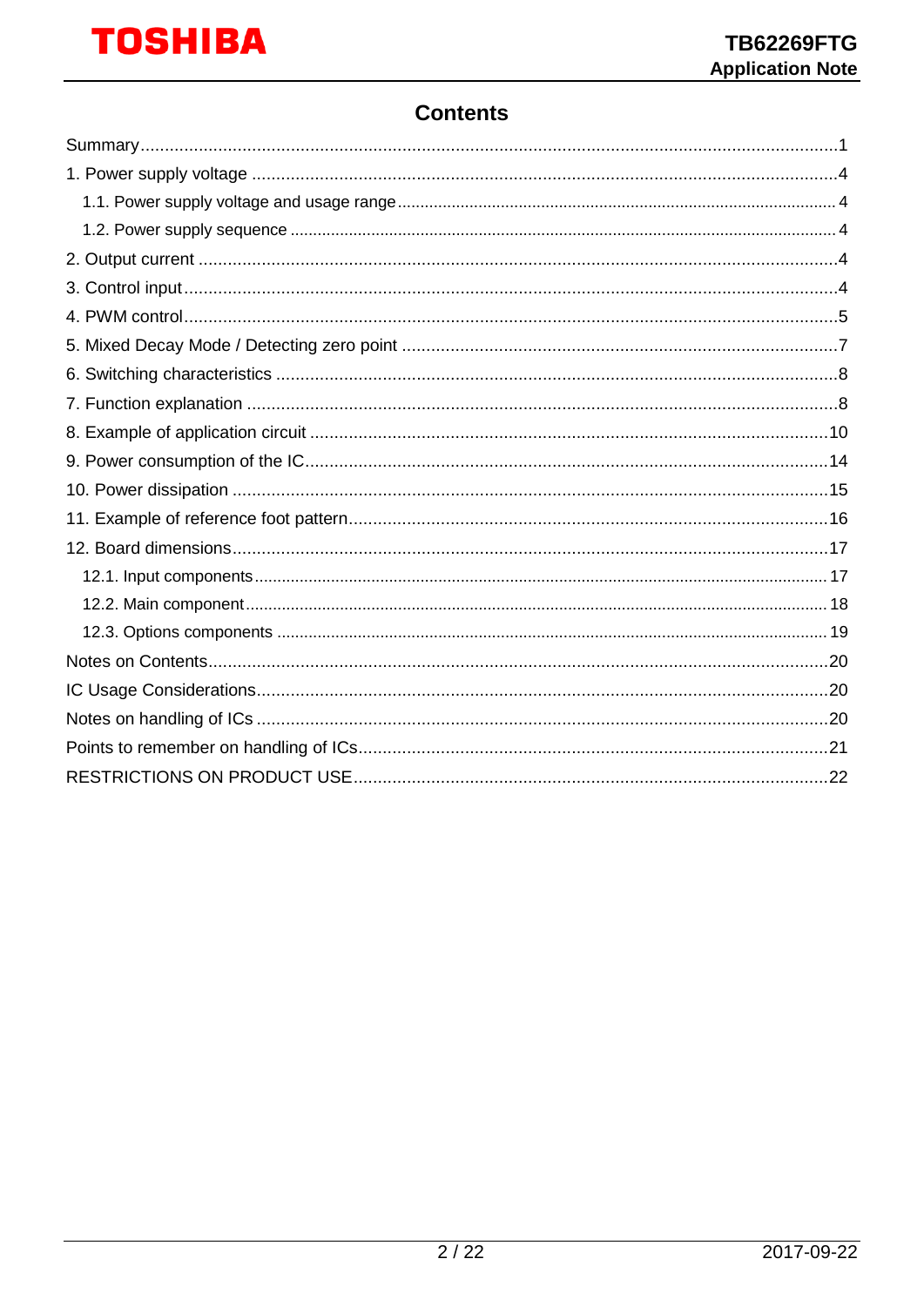# Contents

Summary .......... 1

1. Power supply voltage .......... 4
   - 1.1. Power supply voltage and usage range .......... 4
   - 1.2. Power supply sequence .......... 4
2. Output current .......... 4
3. Control input .......... 4
4. PWM control .......... 5
5. Mixed Decay Mode / Detecting zero point .......... 7
6. Switching characteristics .......... 8
7. Function explanation .......... 8
8. Example of application circuit .......... 10
9. Power consumption of the IC .......... 14
10. Power dissipation .......... 15
11. Example of reference foot pattern .......... 16
12. Board dimensions .......... 17
    - 12.1. Input components .......... 17
    - 12.2. Main component .......... 18
    - 12.3. Options components .......... 19

Notes on Contents .......... 20

IC Usage Considerations .......... 20

Notes on handling of ICs .......... 20

Points to remember on handling of ICs .......... 21

RESTRICTIONS ON PRODUCT USE .......... 22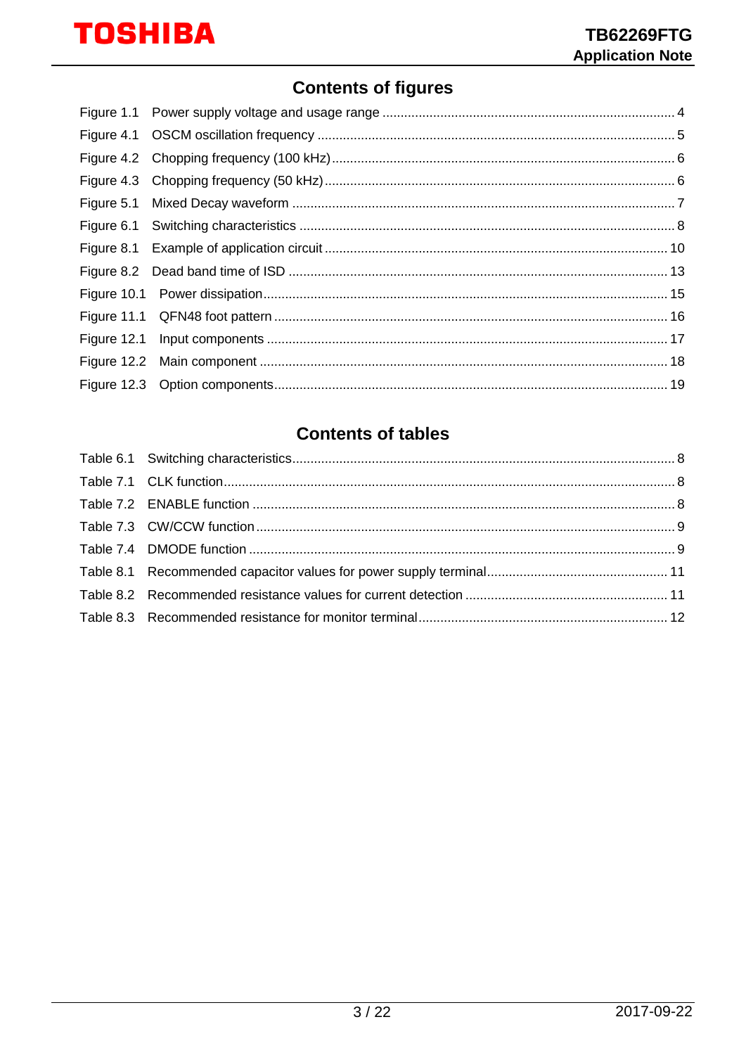# Contents of figures

Figure 1.1 Power supply voltage and usage range ................................................................................ 4
Figure 4.1 OSCM oscillation frequency .................................................................................................. 5
Figure 4.2 Chopping frequency (100 kHz) ............................................................................................. 6
Figure 4.3 Chopping frequency (50 kHz) ............................................................................................... 6
Figure 5.1 Mixed Decay waveform ......................................................................................................... 7
Figure 6.1 Switching characteristics ...................................................................................................... 8
Figure 8.1 Example of application circuit ............................................................................................. 10
Figure 8.2 Dead band time of ISD ........................................................................................................ 13
Figure 10.1 Power dissipation .............................................................................................................. 15
Figure 11.1 QFN48 foot pattern ........................................................................................................... 16
Figure 12.1 Input components ............................................................................................................. 17
Figure 12.2 Main component ................................................................................................................ 18
Figure 12.3 Option components ........................................................................................................... 19

# Contents of tables

Table 6.1 Switching characteristics ......................................................................................................... 8
Table 7.1 CLK function ........................................................................................................................... 8
Table 7.2 ENABLE function .................................................................................................................... 8
Table 7.3 CW/CCW function .................................................................................................................. 9
Table 7.4 DMODE function .................................................................................................................... 9
Table 8.1 Recommended capacitor values for power supply terminal ................................................. 11
Table 8.2 Recommended resistance values for current detection ....................................................... 11
Table 8.3 Recommended resistance for monitor terminal .................................................................... 12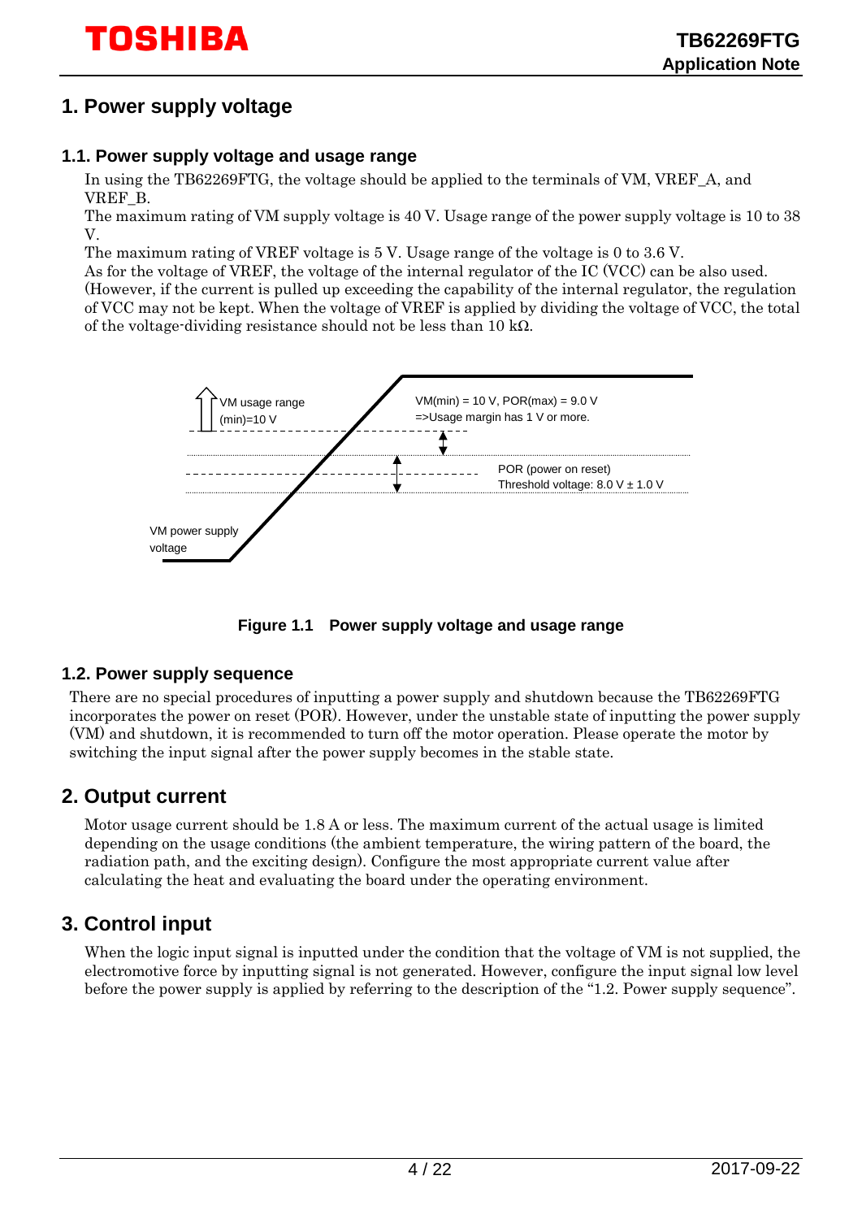# 1. Power supply voltage

## 1.1. Power supply voltage and usage range

In using the TB62269FTG, the voltage should be applied to the terminals of VM, VREF_A, and VREF_B.
The maximum rating of VM supply voltage is 40 V. Usage range of the power supply voltage is 10 to 38 V.
The maximum rating of VREF voltage is 5 V. Usage range of the voltage is 0 to 3.6 V.
As for the voltage of VREF, the voltage of the internal regulator of the IC (VCC) can be also used. (However, if the current is pulled up exceeding the capability of the internal regulator, the regulation of VCC may not be kept. When the voltage of VREF is applied by dividing the voltage of VCC, the total of the voltage-dividing resistance should not be less than 10 kΩ.

VM usage range (min)=10 V

VM(min) = 10 V, POR(max) = 9.0 V
=>Usage margin has 1 V or more.

POR (power on reset)
Threshold voltage: 8.0 V ± 1.0 V

VM power supply voltage

**Figure 1.1 Power supply voltage and usage range**

## 1.2. Power supply sequence

There are no special procedures of inputting a power supply and shutdown because the TB62269FTG incorporates the power on reset (POR). However, under the unstable state of inputting the power supply (VM) and shutdown, it is recommended to turn off the motor operation. Please operate the motor by switching the input signal after the power supply becomes in the stable state.

# 2. Output current

Motor usage current should be 1.8 A or less. The maximum current of the actual usage is limited depending on the usage conditions (the ambient temperature, the wiring pattern of the board, the radiation path, and the exciting design). Configure the most appropriate current value after calculating the heat and evaluating the board under the operating environment.

# 3. Control input

When the logic input signal is inputted under the condition that the voltage of VM is not supplied, the electromotive force by inputting signal is not generated. However, configure the input signal low level before the power supply is applied by referring to the description of the "1.2. Power supply sequence".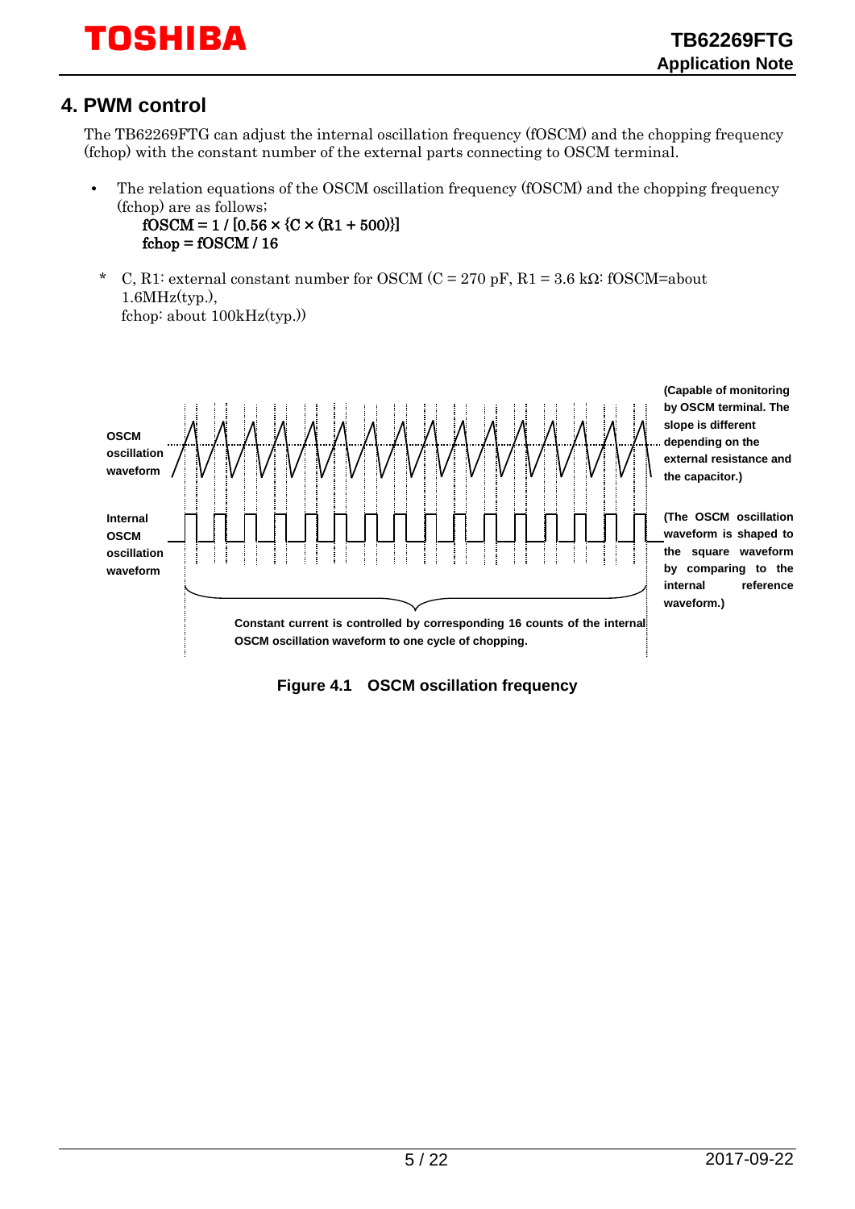## 4. PWM control

The TB62269FTG can adjust the internal oscillation frequency (fOSCM) and the chopping frequency (fchop) with the constant number of the external parts connecting to OSCM terminal.

- The relation equations of the OSCM oscillation frequency (fOSCM) and the chopping frequency (fchop) are as follows;

  $$fOSCM = 1 / [0.56 \times \{C \times (R1 + 500)\}]$$
  $$fchop = fOSCM / 16$$

  \* C, R1: external constant number for OSCM (C = 270 pF, R1 = 3.6 kΩ: fOSCM=about 1.6MHz(typ.),
  fchop: about 100kHz(typ.))

OSCM oscillation waveform

(Capable of monitoring by OSCM terminal. The slope is different depending on the external resistance and the capacitor.)

Internal OSCM oscillation waveform

(The OSCM oscillation waveform is shaped to the square waveform by comparing to the internal reference waveform.)

Constant current is controlled by corresponding 16 counts of the internal OSCM oscillation waveform to one cycle of chopping.

**Figure 4.1 OSCM oscillation frequency**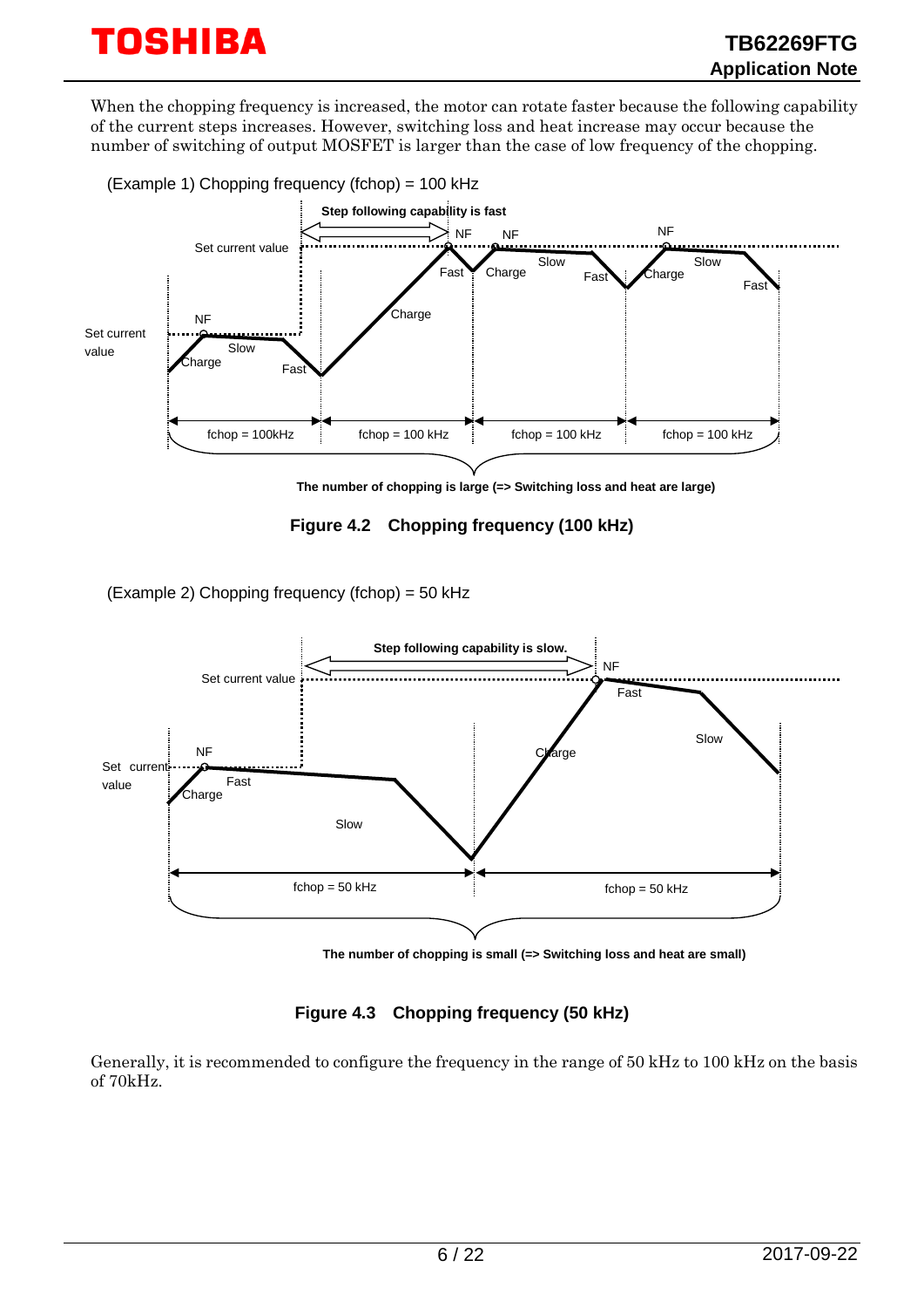When the chopping frequency is increased, the motor can rotate faster because the following capability of the current steps increases. However, switching loss and heat increase may occur because the number of switching of output MOSFET is larger than the case of low frequency of the chopping.

(Example 1) Chopping frequency (fchop) = 100 kHz

Step following capability is fast

Set current value

NF

Charge

Slow

Fast

fchop = 100kHz | fchop = 100 kHz | fchop = 100 kHz | fchop = 100 kHz

The number of chopping is large (=> Switching loss and heat are large)

**Figure 4.2 Chopping frequency (100 kHz)**

(Example 2) Chopping frequency (fchop) = 50 kHz

Step following capability is slow.

Set current value

NF

Charge

Fast

Slow

fchop = 50 kHz | fchop = 50 kHz

The number of chopping is small (=> Switching loss and heat are small)

**Figure 4.3 Chopping frequency (50 kHz)**

Generally, it is recommended to configure the frequency in the range of 50 kHz to 100 kHz on the basis of 70kHz.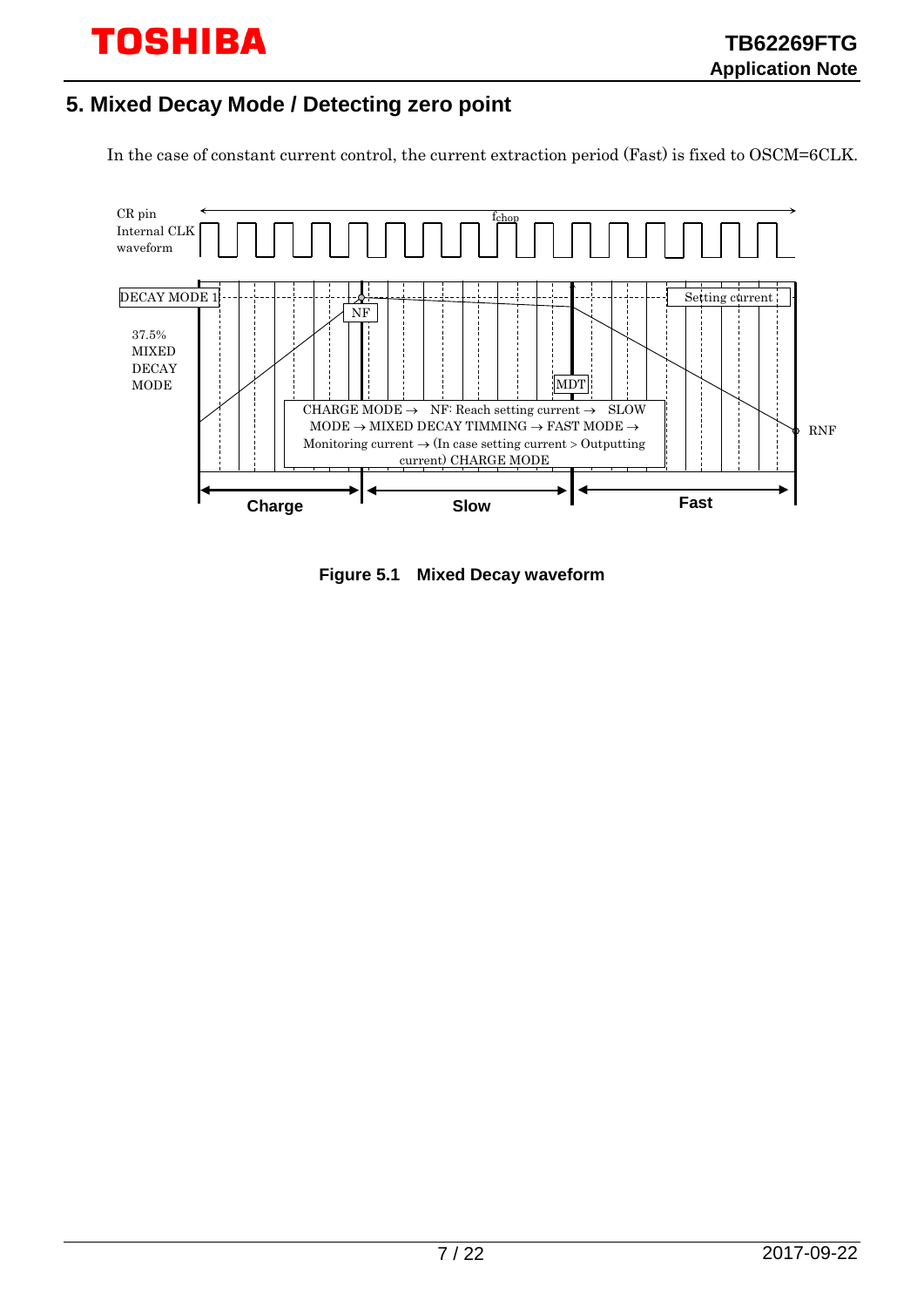## 5. Mixed Decay Mode / Detecting zero point

In the case of constant current control, the current extraction period (Fast) is fixed to OSCM=6CLK.

CR pin Internal CLK waveform

$f_{chop}$

DECAY MODE 1

NF

Setting current

37.5% MIXED DECAY MODE

MDT

CHARGE MODE → NF: Reach setting current → SLOW MODE → MIXED DECAY TIMMING → FAST MODE → Monitoring current → (In case setting current > Outputting current) CHARGE MODE

RNF

Charge | Slow | Fast

**Figure 5.1 Mixed Decay waveform**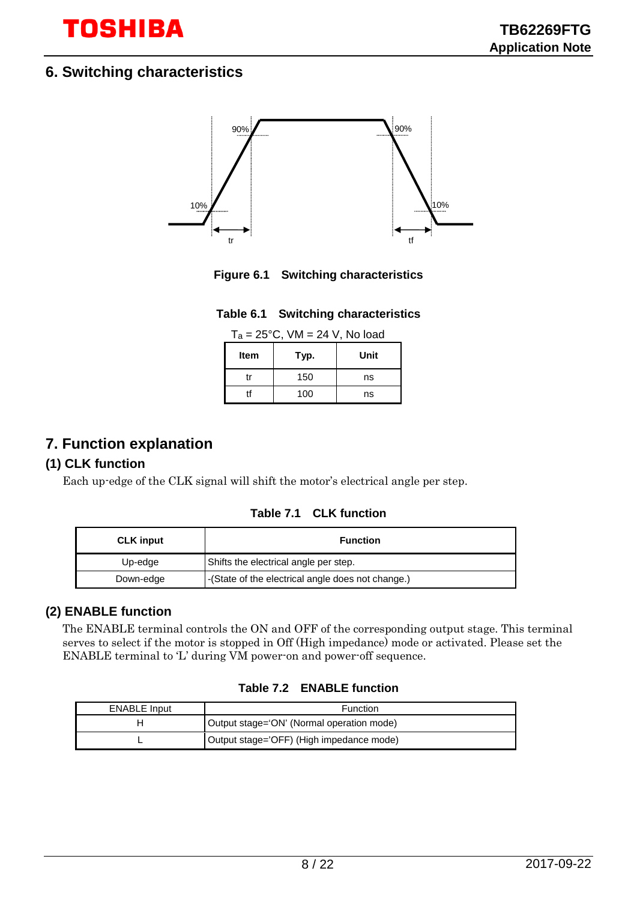## 6. Switching characteristics

Figure 6.1 Switching characteristics

Table 6.1 Switching characteristics

$T_a$ = 25°C, VM = 24 V, No load

| Item | Typ. | Unit |
|---|---|---|
| tr | 150 | ns |
| tf | 100 | ns |

## 7. Function explanation

### (1) CLK function

Each up-edge of the CLK signal will shift the motor's electrical angle per step.

Table 7.1 CLK function

| CLK input | Function |
|---|---|
| Up-edge | Shifts the electrical angle per step. |
| Down-edge | -(State of the electrical angle does not change.) |

### (2) ENABLE function

The ENABLE terminal controls the ON and OFF of the corresponding output stage. This terminal serves to select if the motor is stopped in Off (High impedance) mode or activated. Please set the ENABLE terminal to 'L' during VM power-on and power-off sequence.

Table 7.2 ENABLE function

| ENABLE Input | Function |
|---|---|
| H | Output stage='ON' (Normal operation mode) |
| L | Output stage='OFF) (High impedance mode) |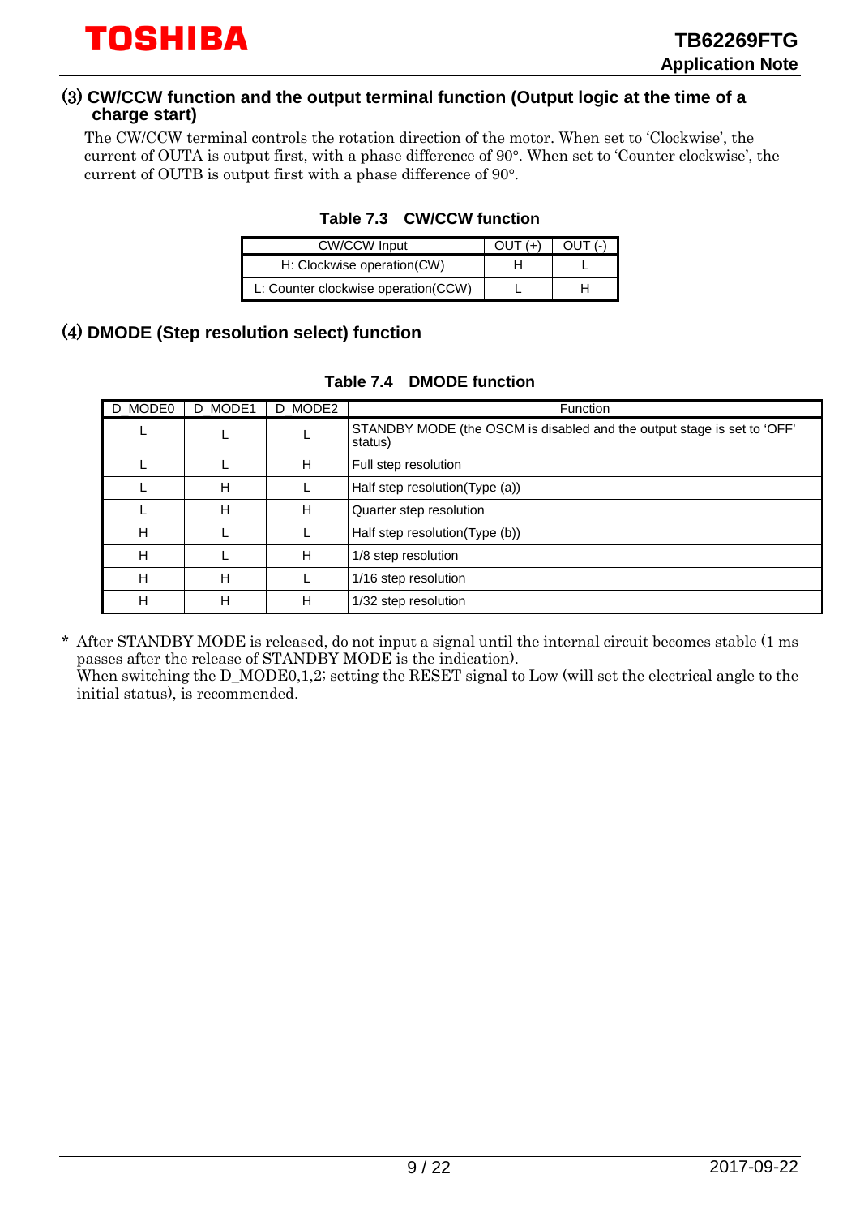### (3) CW/CCW function and the output terminal function (Output logic at the time of a charge start)

The CW/CCW terminal controls the rotation direction of the motor. When set to 'Clockwise', the current of OUTA is output first, with a phase difference of 90°. When set to 'Counter clockwise', the current of OUTB is output first with a phase difference of 90°.

**Table 7.3 CW/CCW function**

| CW/CCW Input | OUT (+) | OUT (-) |
|---|---|---|
| H: Clockwise operation(CW) | H | L |
| L: Counter clockwise operation(CCW) | L | H |

### (4) DMODE (Step resolution select) function

**Table 7.4 DMODE function**

| D_MODE0 | D_MODE1 | D_MODE2 | Function |
|---|---|---|---|
| L | L | L | STANDBY MODE (the OSCM is disabled and the output stage is set to 'OFF' status) |
| L | L | H | Full step resolution |
| L | H | L | Half step resolution(Type (a)) |
| L | H | H | Quarter step resolution |
| H | L | L | Half step resolution(Type (b)) |
| H | L | H | 1/8 step resolution |
| H | H | L | 1/16 step resolution |
| H | H | H | 1/32 step resolution |

\* After STANDBY MODE is released, do not input a signal until the internal circuit becomes stable (1 ms passes after the release of STANDBY MODE is the indication).
When switching the D_MODE0,1,2; setting the RESET signal to Low (will set the electrical angle to the initial status), is recommended.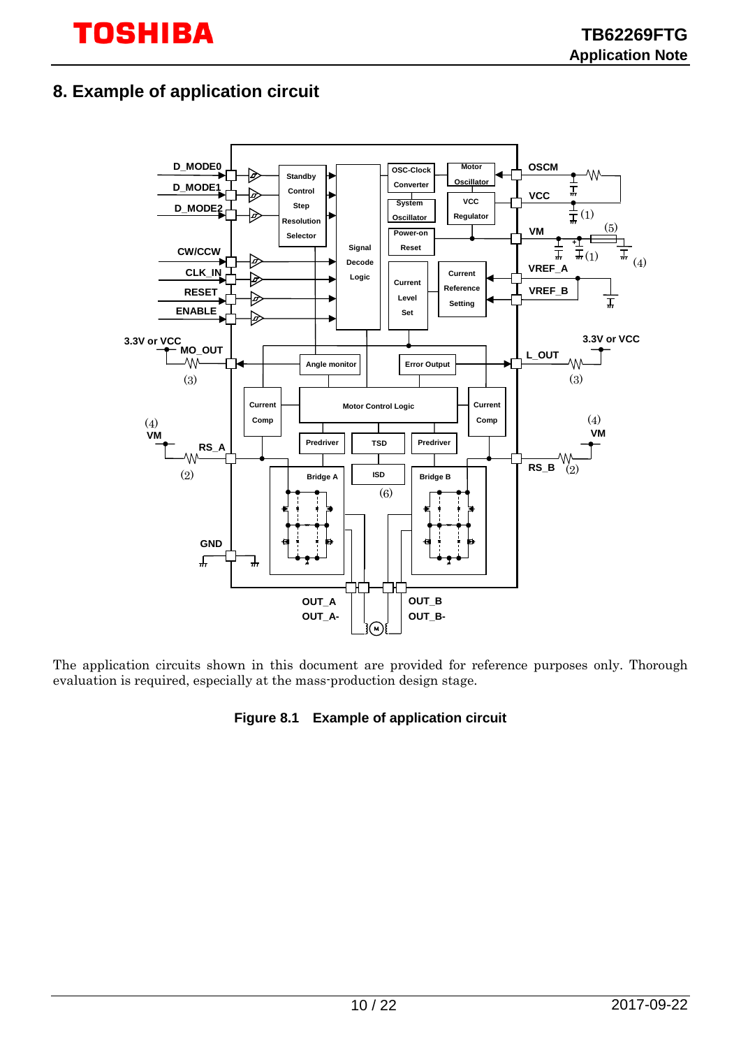## 8. Example of application circuit

The application circuits shown in this document are provided for reference purposes only. Thorough evaluation is required, especially at the mass-production design stage.

**Figure 8.1 Example of application circuit**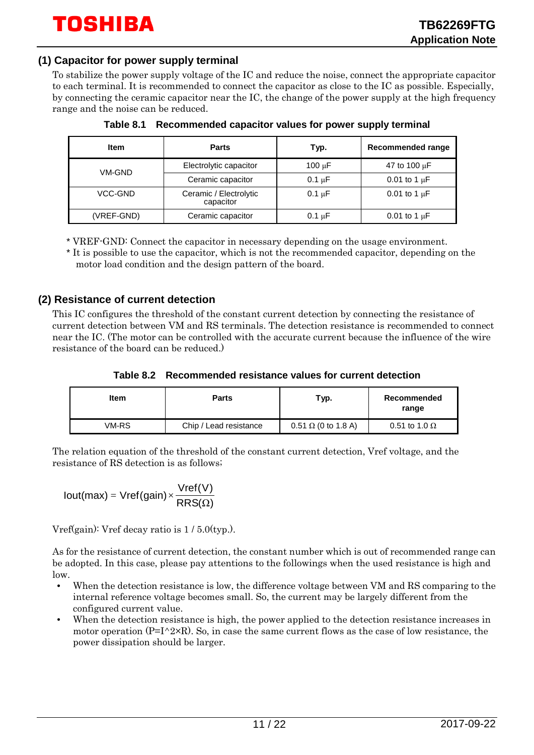## (1) Capacitor for power supply terminal

To stabilize the power supply voltage of the IC and reduce the noise, connect the appropriate capacitor to each terminal. It is recommended to connect the capacitor as close to the IC as possible. Especially, by connecting the ceramic capacitor near the IC, the change of the power supply at the high frequency range and the noise can be reduced.

**Table 8.1 Recommended capacitor values for power supply terminal**

| Item | Parts | Typ. | Recommended range |
|---|---|---|---|
| VM-GND | Electrolytic capacitor | 100 μF | 47 to 100 μF |
| | Ceramic capacitor | 0.1 μF | 0.01 to 1 μF |
| VCC-GND | Ceramic / Electrolytic capacitor | 0.1 μF | 0.01 to 1 μF |
| (VREF-GND) | Ceramic capacitor | 0.1 μF | 0.01 to 1 μF |

* VREF-GND: Connect the capacitor in necessary depending on the usage environment.
* It is possible to use the capacitor, which is not the recommended capacitor, depending on the motor load condition and the design pattern of the board.

## (2) Resistance of current detection

This IC configures the threshold of the constant current detection by connecting the resistance of current detection between VM and RS terminals. The detection resistance is recommended to connect near the IC. (The motor can be controlled with the accurate current because the influence of the wire resistance of the board can be reduced.)

**Table 8.2 Recommended resistance values for current detection**

| Item | Parts | Typ. | Recommended range |
|---|---|---|---|
| VM-RS | Chip / Lead resistance | 0.51 Ω (0 to 1.8 A) | 0.51 to 1.0 Ω |

The relation equation of the threshold of the constant current detection, Vref voltage, and the resistance of RS detection is as follows;

$$\text{Iout(max)} = \text{Vref(gain)} \times \frac{\text{Vref(V)}}{\text{RRS}(\Omega)}$$

Vref(gain): Vref decay ratio is 1 / 5.0(typ.).

As for the resistance of current detection, the constant number which is out of recommended range can be adopted. In this case, please pay attentions to the followings when the used resistance is high and low.

- When the detection resistance is low, the difference voltage between VM and RS comparing to the internal reference voltage becomes small. So, the current may be largely different from the configured current value.
- When the detection resistance is high, the power applied to the detection resistance increases in motor operation (P=I^2×R). So, in case the same current flows as the case of low resistance, the power dissipation should be larger.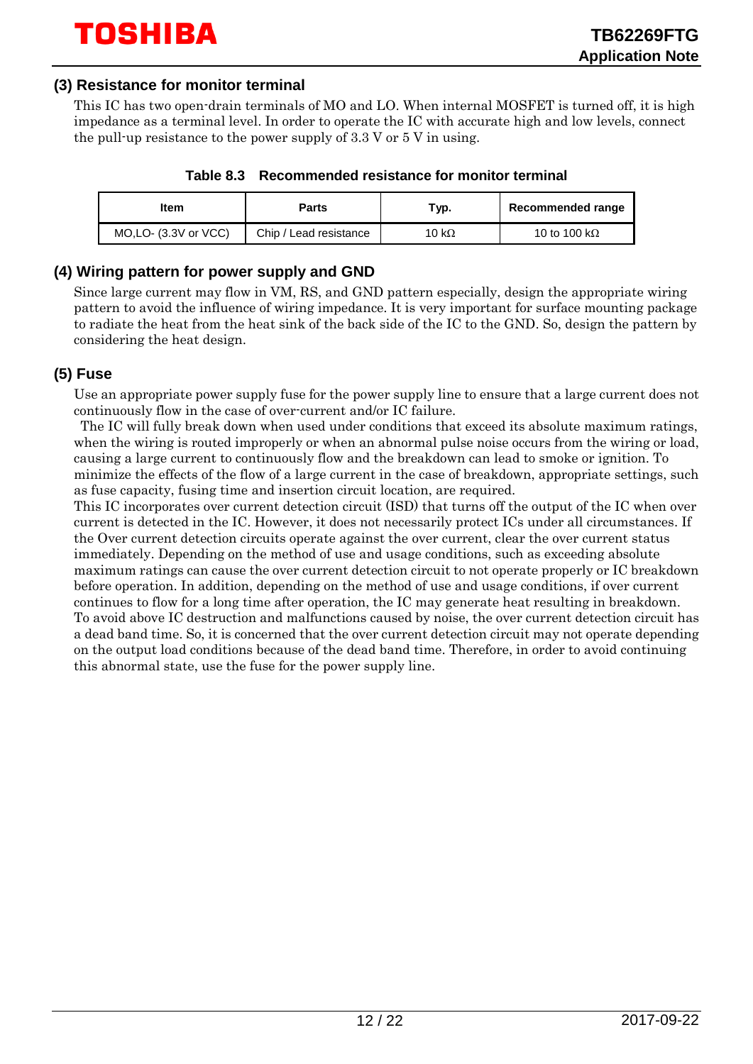### (3) Resistance for monitor terminal

This IC has two open-drain terminals of MO and LO. When internal MOSFET is turned off, it is high impedance as a terminal level. In order to operate the IC with accurate high and low levels, connect the pull-up resistance to the power supply of 3.3 V or 5 V in using.

**Table 8.3 Recommended resistance for monitor terminal**

| Item | Parts | Typ. | Recommended range |
|---|---|---|---|
| MO,LO- (3.3V or VCC) | Chip / Lead resistance | 10 kΩ | 10 to 100 kΩ |

### (4) Wiring pattern for power supply and GND

Since large current may flow in VM, RS, and GND pattern especially, design the appropriate wiring pattern to avoid the influence of wiring impedance. It is very important for surface mounting package to radiate the heat from the heat sink of the back side of the IC to the GND. So, design the pattern by considering the heat design.

### (5) Fuse

Use an appropriate power supply fuse for the power supply line to ensure that a large current does not continuously flow in the case of over-current and/or IC failure.

The IC will fully break down when used under conditions that exceed its absolute maximum ratings, when the wiring is routed improperly or when an abnormal pulse noise occurs from the wiring or load, causing a large current to continuously flow and the breakdown can lead to smoke or ignition. To minimize the effects of the flow of a large current in the case of breakdown, appropriate settings, such as fuse capacity, fusing time and insertion circuit location, are required.

This IC incorporates over current detection circuit (ISD) that turns off the output of the IC when over current is detected in the IC. However, it does not necessarily protect ICs under all circumstances. If the Over current detection circuits operate against the over current, clear the over current status immediately. Depending on the method of use and usage conditions, such as exceeding absolute maximum ratings can cause the over current detection circuit to not operate properly or IC breakdown before operation. In addition, depending on the method of use and usage conditions, if over current continues to flow for a long time after operation, the IC may generate heat resulting in breakdown.

To avoid above IC destruction and malfunctions caused by noise, the over current detection circuit has a dead band time. So, it is concerned that the over current detection circuit may not operate depending on the output load conditions because of the dead band time. Therefore, in order to avoid continuing this abnormal state, use the fuse for the power supply line.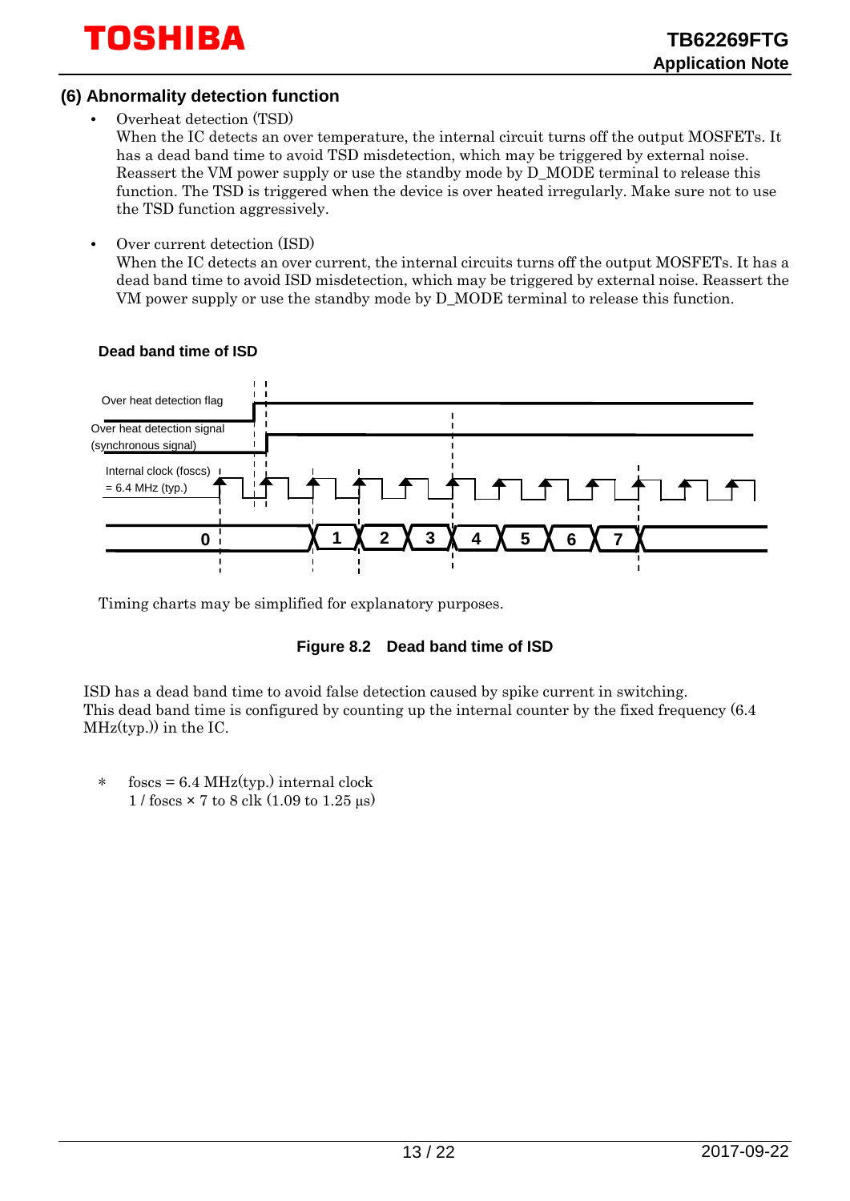## (6) Abnormality detection function

- Overheat detection (TSD)
  When the IC detects an over temperature, the internal circuit turns off the output MOSFETs. It has a dead band time to avoid TSD misdetection, which may be triggered by external noise. Reassert the VM power supply or use the standby mode by D_MODE terminal to release this function. The TSD is triggered when the device is over heated irregularly. Make sure not to use the TSD function aggressively.

- Over current detection (ISD)
  When the IC detects an over current, the internal circuits turns off the output MOSFETs. It has a dead band time to avoid ISD misdetection, which may be triggered by external noise. Reassert the VM power supply or use the standby mode by D_MODE terminal to release this function.

**Dead band time of ISD**

Over heat detection flag

Over heat detection signal (synchronous signal)

Internal clock (fosc) = 6.4 MHz (typ.)

0 1 2 3 4 5 6 7

Timing charts may be simplified for explanatory purposes.

**Figure 8.2 Dead band time of ISD**

ISD has a dead band time to avoid false detection caused by spike current in switching.
This dead band time is configured by counting up the internal counter by the fixed frequency (6.4 MHz(typ.)) in the IC.

∗ foscs = 6.4 MHz(typ.) internal clock
  1 / foscs × 7 to 8 clk (1.09 to 1.25 μs)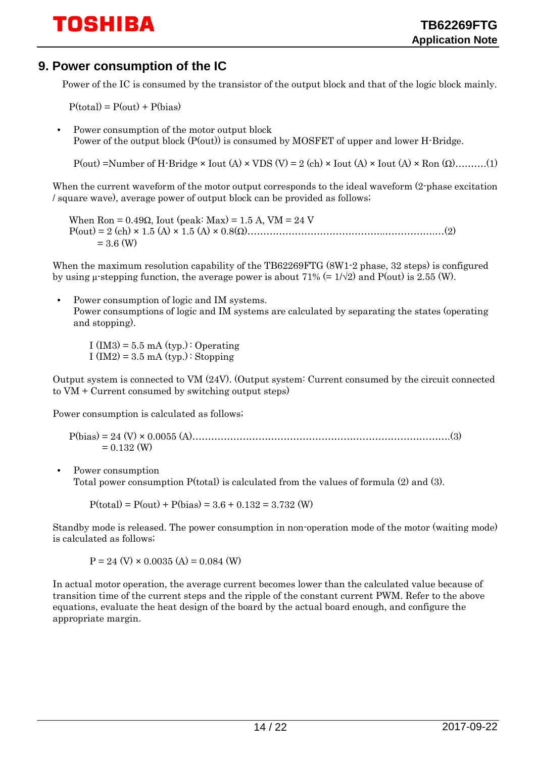## 9. Power consumption of the IC

Power of the IC is consumed by the transistor of the output block and that of the logic block mainly.

P(total) = P(out) + P(bias)

- Power consumption of the motor output block
  Power of the output block (P(out)) is consumed by MOSFET of upper and lower H-Bridge.

  P(out) =Number of H-Bridge × Iout (A) × VDS (V) = 2 (ch) × Iout (A) × Iout (A) × Ron (Ω)……….(1)

When the current waveform of the motor output corresponds to the ideal waveform (2-phase excitation / square wave), average power of output block can be provided as follows;

When Ron = 0.49Ω, Iout (peak: Max) = 1.5 A, VM = 24 V
P(out) = 2 (ch) × 1.5 (A) × 1.5 (A) × 0.8(Ω)………………………………………..………………(2)
= 3.6 (W)

When the maximum resolution capability of the TB62269FTG (8W1-2 phase, 32 steps) is configured by using μ-stepping function, the average power is about 71% (= $1/\sqrt{2}$) and P(out) is 2.55 (W).

- Power consumption of logic and IM systems.
  Power consumptions of logic and IM systems are calculated by separating the states (operating and stopping).

  I (IM3) = 5.5 mA (typ.) : Operating
  I (IM2) = 3.5 mA (typ.) : Stopping

Output system is connected to VM (24V). (Output system: Current consumed by the circuit connected to VM + Current consumed by switching output steps)

Power consumption is calculated as follows;

P(bias) = 24 (V) × 0.0055 (A)…………………………………………………………………………(3)
= 0.132 (W)

- Power consumption
  Total power consumption P(total) is calculated from the values of formula (2) and (3).

  P(total) = P(out) + P(bias) = 3.6 + 0.132 = 3.732 (W)

Standby mode is released. The power consumption in non-operation mode of the motor (waiting mode) is calculated as follows;

P = 24 (V) × 0.0035 (A) = 0.084 (W)

In actual motor operation, the average current becomes lower than the calculated value because of transition time of the current steps and the ripple of the constant current PWM. Refer to the above equations, evaluate the heat design of the board by the actual board enough, and configure the appropriate margin.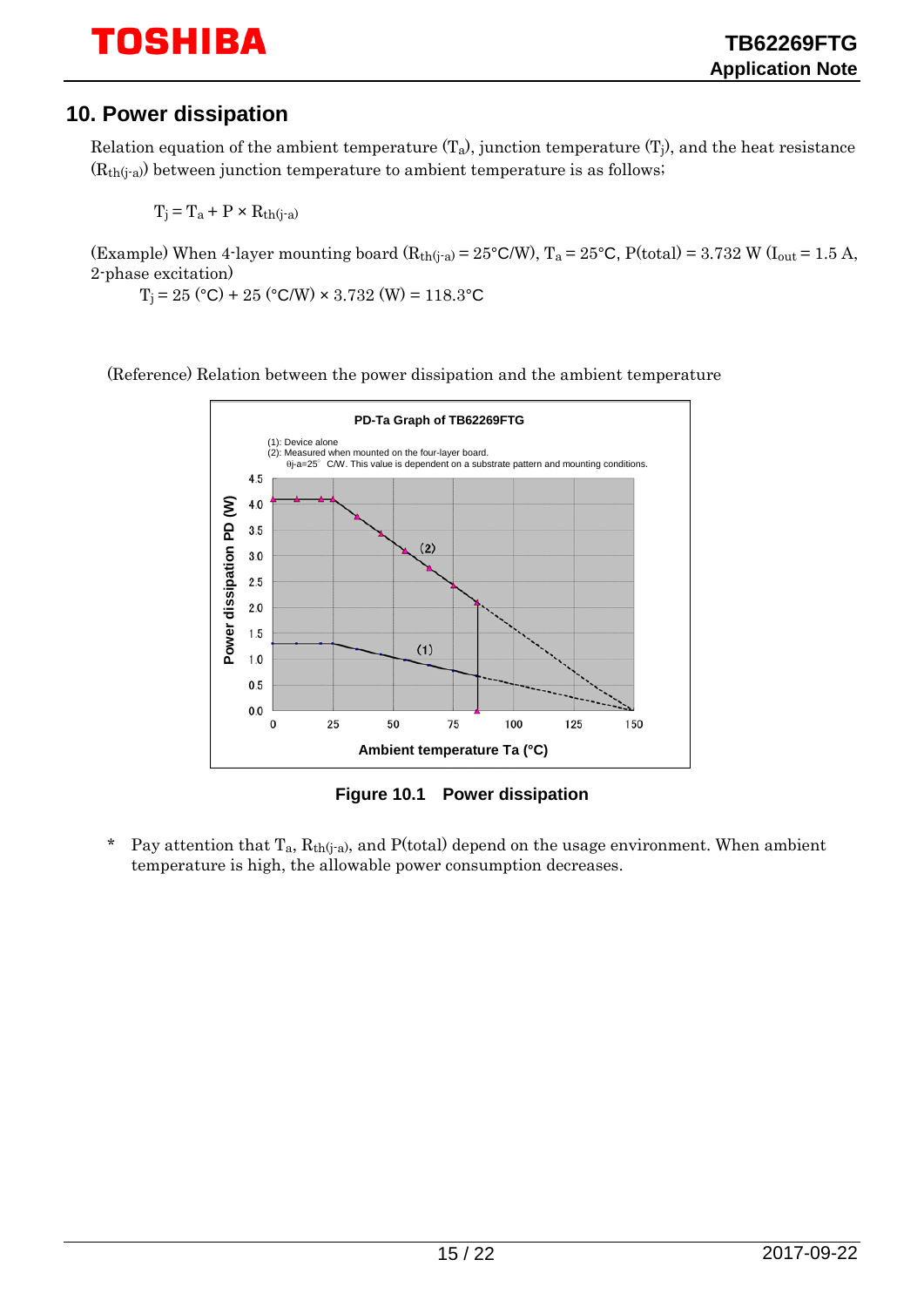## 10. Power dissipation

Relation equation of the ambient temperature ($T_a$), junction temperature ($T_j$), and the heat resistance ($R_{th(j-a)}$) between junction temperature to ambient temperature is as follows;

$$T_j = T_a + P \times R_{th(j-a)}$$

(Example) When 4-layer mounting board ($R_{th(j-a)}$ = 25°C/W), $T_a$ = 25°C, P(total) = 3.732 W ($I_{out}$ = 1.5 A, 2-phase excitation)

$T_j$ = 25 (°C) + 25 (°C/W) × 3.732 (W) = 118.3°C

(Reference) Relation between the power dissipation and the ambient temperature

PD-Ta Graph of TB62269FTG

(1): Device alone
(2): Measured when mounted on the four-layer board.
θj-a=25° C/W. This value is dependent on a substrate pattern and mounting conditions.

Power dissipation PD (W)

Ambient temperature Ta (°C)

**Figure 10.1 Power dissipation**

\* Pay attention that $T_a$, $R_{th(j-a)}$, and P(total) depend on the usage environment. When ambient temperature is high, the allowable power consumption decreases.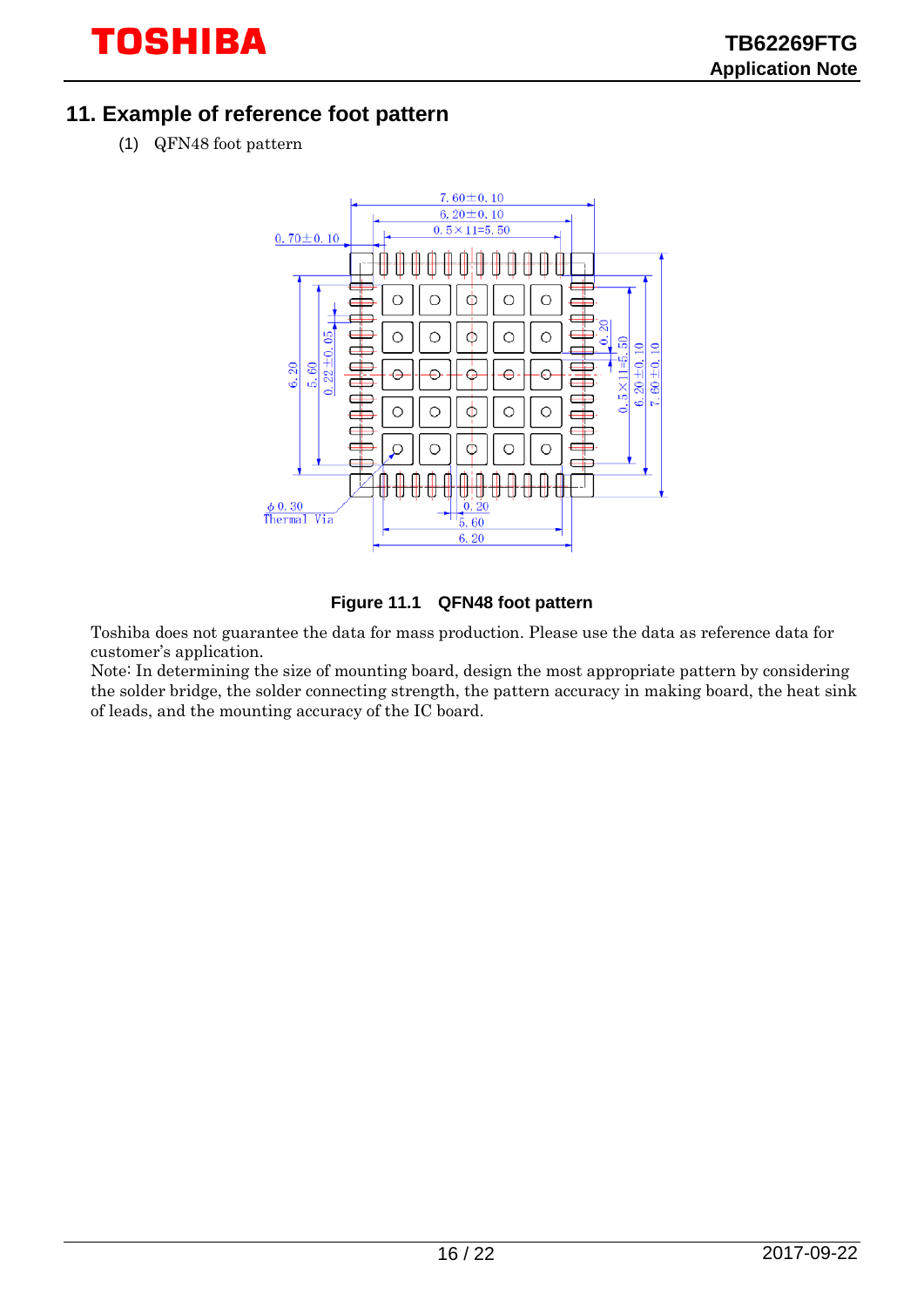## 11. Example of reference foot pattern

(1) QFN48 foot pattern

Figure 11.1 QFN48 foot pattern

Toshiba does not guarantee the data for mass production. Please use the data as reference data for customer's application.
Note: In determining the size of mounting board, design the most appropriate pattern by considering the solder bridge, the solder connecting strength, the pattern accuracy in making board, the heat sink of leads, and the mounting accuracy of the IC board.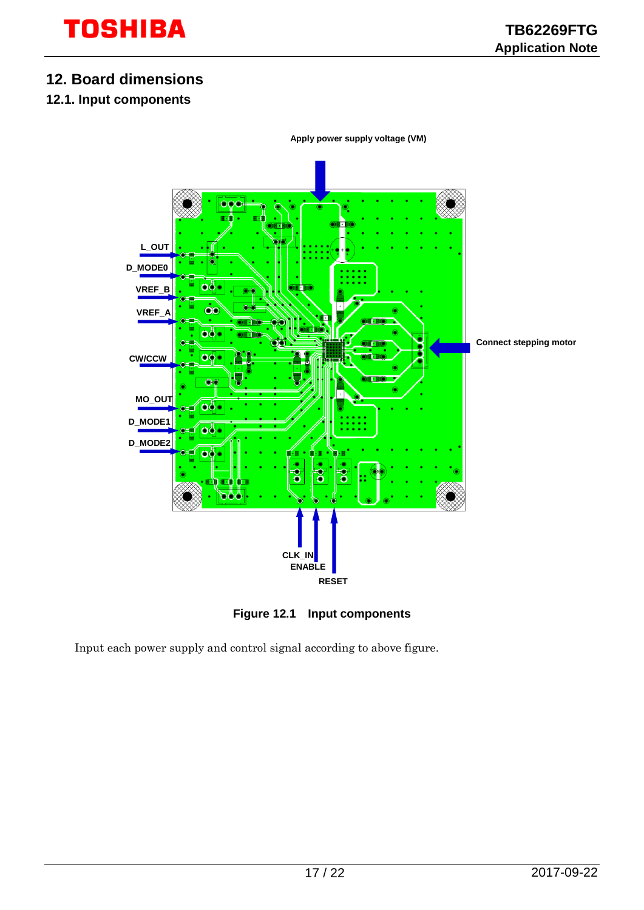## 12. Board dimensions

### 12.1. Input components

Apply power supply voltage (VM)

L_OUT

D_MODE0

VREF_B

VREF_A

CW/CCW

MO_OUT

D_MODE1

D_MODE2

Connect stepping motor

CLK_IN

ENABLE

RESET

**Figure 12.1 Input components**

Input each power supply and control signal according to above figure.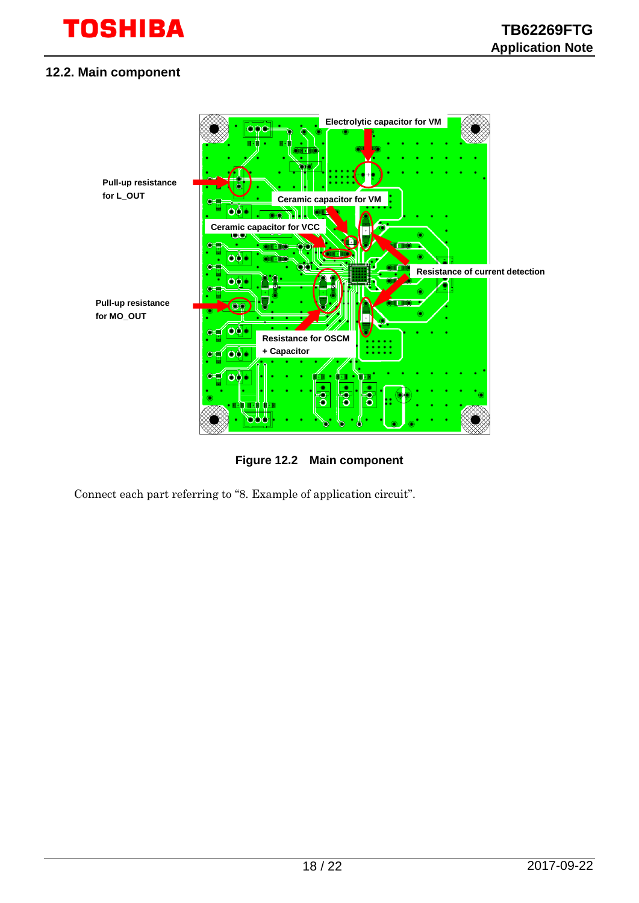## 12.2. Main component

Pull-up resistance for L_OUT

Electrolytic capacitor for VM

Ceramic capacitor for VM

Ceramic capacitor for VCC

Resistance of current detection

Pull-up resistance for MO_OUT

Resistance for OSCM + Capacitor

**Figure 12.2 Main component**

Connect each part referring to “8. Example of application circuit”.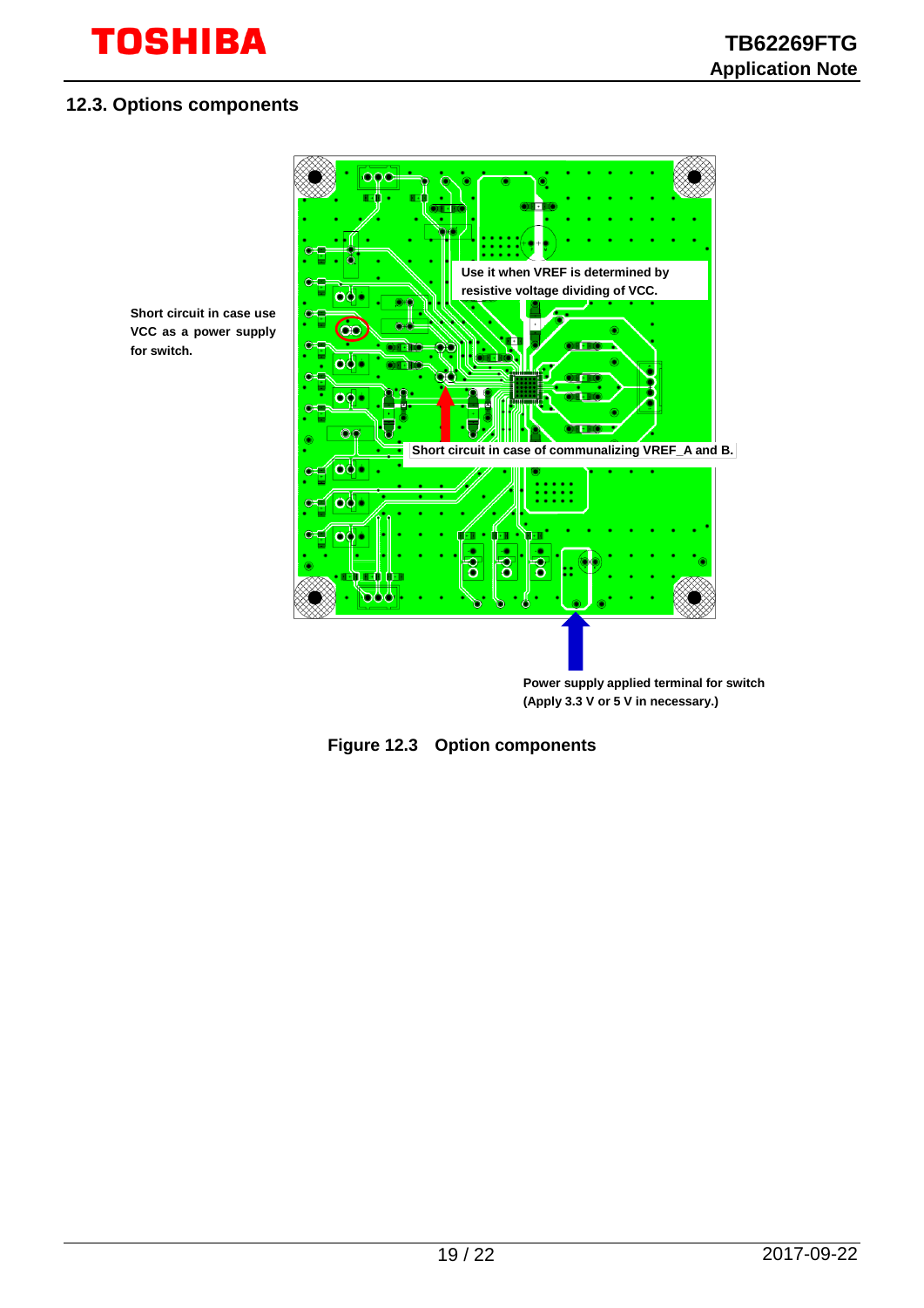## 12.3. Options components

Short circuit in case use VCC as a power supply for switch.

Use it when VREF is determined by resistive voltage dividing of VCC.

Short circuit in case of communalizing VREF_A and B.

Power supply applied terminal for switch (Apply 3.3 V or 5 V in necessary.)

**Figure 12.3 Option components**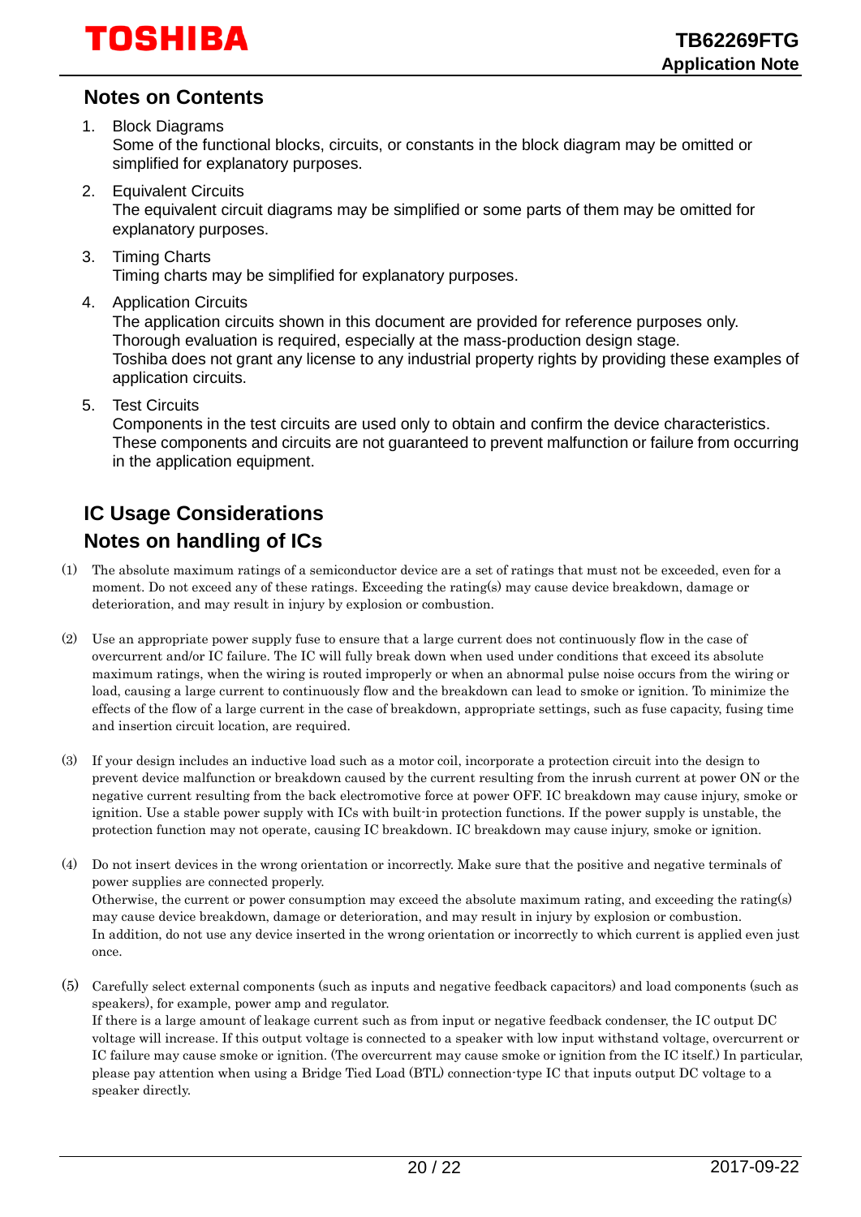## Notes on Contents

1. Block Diagrams
   Some of the functional blocks, circuits, or constants in the block diagram may be omitted or simplified for explanatory purposes.

2. Equivalent Circuits
   The equivalent circuit diagrams may be simplified or some parts of them may be omitted for explanatory purposes.

3. Timing Charts
   Timing charts may be simplified for explanatory purposes.

4. Application Circuits
   The application circuits shown in this document are provided for reference purposes only. Thorough evaluation is required, especially at the mass-production design stage.
   Toshiba does not grant any license to any industrial property rights by providing these examples of application circuits.

5. Test Circuits
   Components in the test circuits are used only to obtain and confirm the device characteristics. These components and circuits are not guaranteed to prevent malfunction or failure from occurring in the application equipment.

## IC Usage Considerations

## Notes on handling of ICs

(1) The absolute maximum ratings of a semiconductor device are a set of ratings that must not be exceeded, even for a moment. Do not exceed any of these ratings. Exceeding the rating(s) may cause device breakdown, damage or deterioration, and may result in injury by explosion or combustion.

(2) Use an appropriate power supply fuse to ensure that a large current does not continuously flow in the case of overcurrent and/or IC failure. The IC will fully break down when used under conditions that exceed its absolute maximum ratings, when the wiring is routed improperly or when an abnormal pulse noise occurs from the wiring or load, causing a large current to continuously flow and the breakdown can lead to smoke or ignition. To minimize the effects of the flow of a large current in the case of breakdown, appropriate settings, such as fuse capacity, fusing time and insertion circuit location, are required.

(3) If your design includes an inductive load such as a motor coil, incorporate a protection circuit into the design to prevent device malfunction or breakdown caused by the current resulting from the inrush current at power ON or the negative current resulting from the back electromotive force at power OFF. IC breakdown may cause injury, smoke or ignition. Use a stable power supply with ICs with built-in protection functions. If the power supply is unstable, the protection function may not operate, causing IC breakdown. IC breakdown may cause injury, smoke or ignition.

(4) Do not insert devices in the wrong orientation or incorrectly. Make sure that the positive and negative terminals of power supplies are connected properly.
Otherwise, the current or power consumption may exceed the absolute maximum rating, and exceeding the rating(s) may cause device breakdown, damage or deterioration, and may result in injury by explosion or combustion.
In addition, do not use any device inserted in the wrong orientation or incorrectly to which current is applied even just once.

(5) Carefully select external components (such as inputs and negative feedback capacitors) and load components (such as speakers), for example, power amp and regulator.
If there is a large amount of leakage current such as from input or negative feedback condenser, the IC output DC voltage will increase. If this output voltage is connected to a speaker with low input withstand voltage, overcurrent or IC failure may cause smoke or ignition. (The overcurrent may cause smoke or ignition from the IC itself.) In particular, please pay attention when using a Bridge Tied Load (BTL) connection-type IC that inputs output DC voltage to a speaker directly.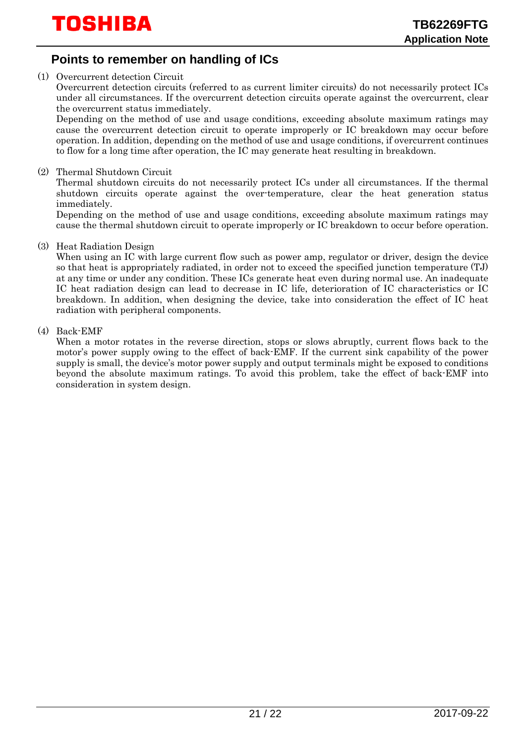## Points to remember on handling of ICs

(1) Overcurrent detection Circuit

Overcurrent detection circuits (referred to as current limiter circuits) do not necessarily protect ICs under all circumstances. If the overcurrent detection circuits operate against the overcurrent, clear the overcurrent status immediately.

Depending on the method of use and usage conditions, exceeding absolute maximum ratings may cause the overcurrent detection circuit to operate improperly or IC breakdown may occur before operation. In addition, depending on the method of use and usage conditions, if overcurrent continues to flow for a long time after operation, the IC may generate heat resulting in breakdown.

(2) Thermal Shutdown Circuit

Thermal shutdown circuits do not necessarily protect ICs under all circumstances. If the thermal shutdown circuits operate against the over-temperature, clear the heat generation status immediately.

Depending on the method of use and usage conditions, exceeding absolute maximum ratings may cause the thermal shutdown circuit to operate improperly or IC breakdown to occur before operation.

(3) Heat Radiation Design

When using an IC with large current flow such as power amp, regulator or driver, design the device so that heat is appropriately radiated, in order not to exceed the specified junction temperature (TJ) at any time or under any condition. These ICs generate heat even during normal use. An inadequate IC heat radiation design can lead to decrease in IC life, deterioration of IC characteristics or IC breakdown. In addition, when designing the device, take into consideration the effect of IC heat radiation with peripheral components.

(4) Back-EMF

When a motor rotates in the reverse direction, stops or slows abruptly, current flows back to the motor's power supply owing to the effect of back-EMF. If the current sink capability of the power supply is small, the device's motor power supply and output terminals might be exposed to conditions beyond the absolute maximum ratings. To avoid this problem, take the effect of back-EMF into consideration in system design.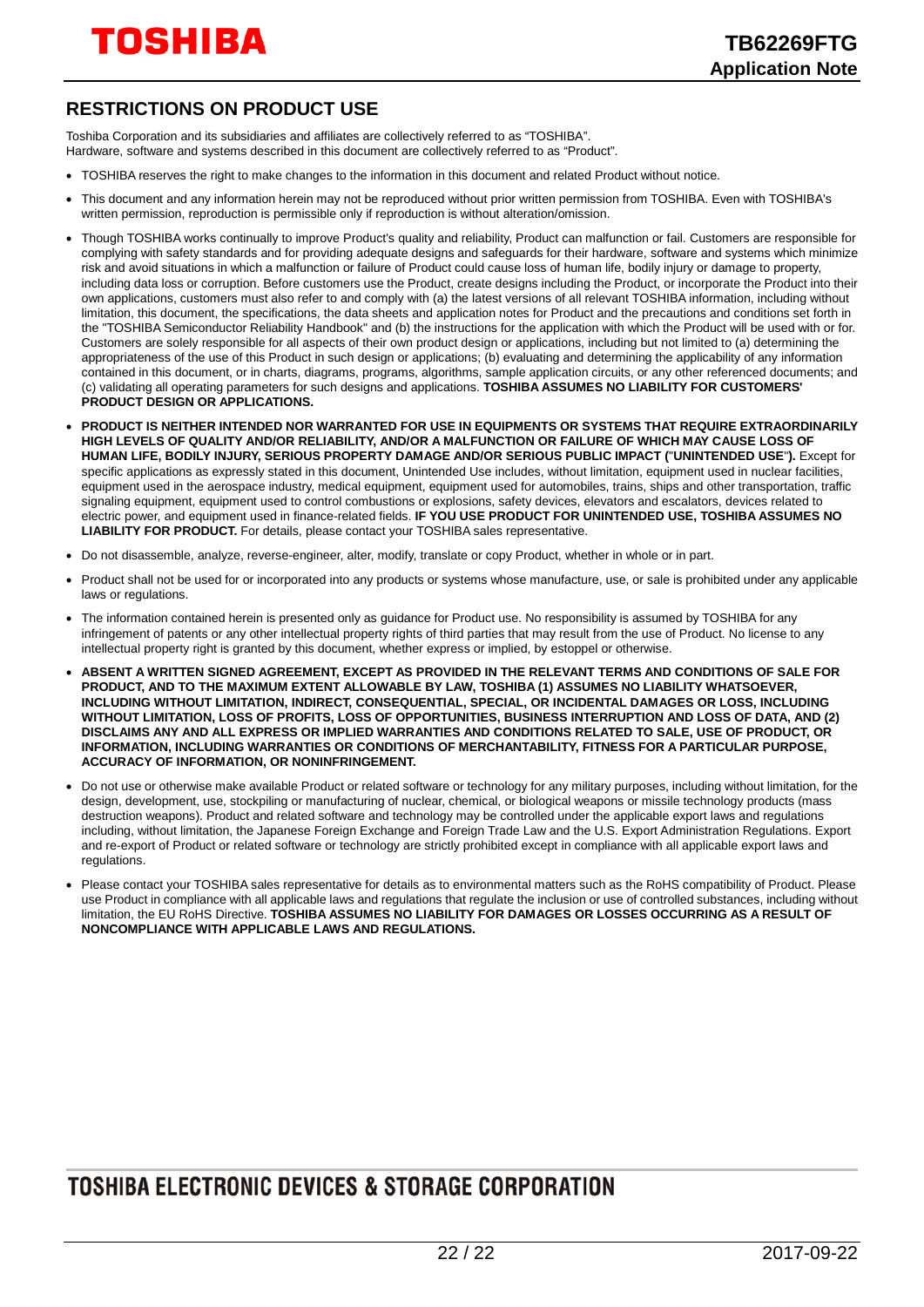## RESTRICTIONS ON PRODUCT USE

Toshiba Corporation and its subsidiaries and affiliates are collectively referred to as “TOSHIBA”.
Hardware, software and systems described in this document are collectively referred to as “Product”.

- TOSHIBA reserves the right to make changes to the information in this document and related Product without notice.
- This document and any information herein may not be reproduced without prior written permission from TOSHIBA. Even with TOSHIBA's written permission, reproduction is permissible only if reproduction is without alteration/omission.
- Though TOSHIBA works continually to improve Product's quality and reliability, Product can malfunction or fail. Customers are responsible for complying with safety standards and for providing adequate designs and safeguards for their hardware, software and systems which minimize risk and avoid situations in which a malfunction or failure of Product could cause loss of human life, bodily injury or damage to property, including data loss or corruption. Before customers use the Product, create designs including the Product, or incorporate the Product into their own applications, customers must also refer to and comply with (a) the latest versions of all relevant TOSHIBA information, including without limitation, this document, the specifications, the data sheets and application notes for Product and the precautions and conditions set forth in the "TOSHIBA Semiconductor Reliability Handbook" and (b) the instructions for the application with which the Product will be used with or for. Customers are solely responsible for all aspects of their own product design or applications, including but not limited to (a) determining the appropriateness of the use of this Product in such design or applications; (b) evaluating and determining the applicability of any information contained in this document, or in charts, diagrams, programs, algorithms, sample application circuits, or any other referenced documents; and (c) validating all operating parameters for such designs and applications. **TOSHIBA ASSUMES NO LIABILITY FOR CUSTOMERS' PRODUCT DESIGN OR APPLICATIONS.**
- **PRODUCT IS NEITHER INTENDED NOR WARRANTED FOR USE IN EQUIPMENTS OR SYSTEMS THAT REQUIRE EXTRAORDINARILY HIGH LEVELS OF QUALITY AND/OR RELIABILITY, AND/OR A MALFUNCTION OR FAILURE OF WHICH MAY CAUSE LOSS OF HUMAN LIFE, BODILY INJURY, SERIOUS PROPERTY DAMAGE AND/OR SERIOUS PUBLIC IMPACT ("UNINTENDED USE").** Except for specific applications as expressly stated in this document, Unintended Use includes, without limitation, equipment used in nuclear facilities, equipment used in the aerospace industry, medical equipment, equipment used for automobiles, trains, ships and other transportation, traffic signaling equipment, equipment used to control combustions or explosions, safety devices, elevators and escalators, devices related to electric power, and equipment used in finance-related fields. **IF YOU USE PRODUCT FOR UNINTENDED USE, TOSHIBA ASSUMES NO LIABILITY FOR PRODUCT.** For details, please contact your TOSHIBA sales representative.
- Do not disassemble, analyze, reverse-engineer, alter, modify, translate or copy Product, whether in whole or in part.
- Product shall not be used for or incorporated into any products or systems whose manufacture, use, or sale is prohibited under any applicable laws or regulations.
- The information contained herein is presented only as guidance for Product use. No responsibility is assumed by TOSHIBA for any infringement of patents or any other intellectual property rights of third parties that may result from the use of Product. No license to any intellectual property right is granted by this document, whether express or implied, by estoppel or otherwise.
- **ABSENT A WRITTEN SIGNED AGREEMENT, EXCEPT AS PROVIDED IN THE RELEVANT TERMS AND CONDITIONS OF SALE FOR PRODUCT, AND TO THE MAXIMUM EXTENT ALLOWABLE BY LAW, TOSHIBA (1) ASSUMES NO LIABILITY WHATSOEVER, INCLUDING WITHOUT LIMITATION, INDIRECT, CONSEQUENTIAL, SPECIAL, OR INCIDENTAL DAMAGES OR LOSS, INCLUDING WITHOUT LIMITATION, LOSS OF PROFITS, LOSS OF OPPORTUNITIES, BUSINESS INTERRUPTION AND LOSS OF DATA, AND (2) DISCLAIMS ANY AND ALL EXPRESS OR IMPLIED WARRANTIES AND CONDITIONS RELATED TO SALE, USE OF PRODUCT, OR INFORMATION, INCLUDING WARRANTIES OR CONDITIONS OF MERCHANTABILITY, FITNESS FOR A PARTICULAR PURPOSE, ACCURACY OF INFORMATION, OR NONINFRINGEMENT.**
- Do not use or otherwise make available Product or related software or technology for any military purposes, including without limitation, for the design, development, use, stockpiling or manufacturing of nuclear, chemical, or biological weapons or missile technology products (mass destruction weapons). Product and related software and technology may be controlled under the applicable export laws and regulations including, without limitation, the Japanese Foreign Exchange and Foreign Trade Law and the U.S. Export Administration Regulations. Export and re-export of Product or related software or technology are strictly prohibited except in compliance with all applicable export laws and regulations.
- Please contact your TOSHIBA sales representative for details as to environmental matters such as the RoHS compatibility of Product. Please use Product in compliance with all applicable laws and regulations that regulate the inclusion or use of controlled substances, including without limitation, the EU RoHS Directive. **TOSHIBA ASSUMES NO LIABILITY FOR DAMAGES OR LOSSES OCCURRING AS A RESULT OF NONCOMPLIANCE WITH APPLICABLE LAWS AND REGULATIONS.**

**TOSHIBA ELECTRONIC DEVICES & STORAGE CORPORATION**